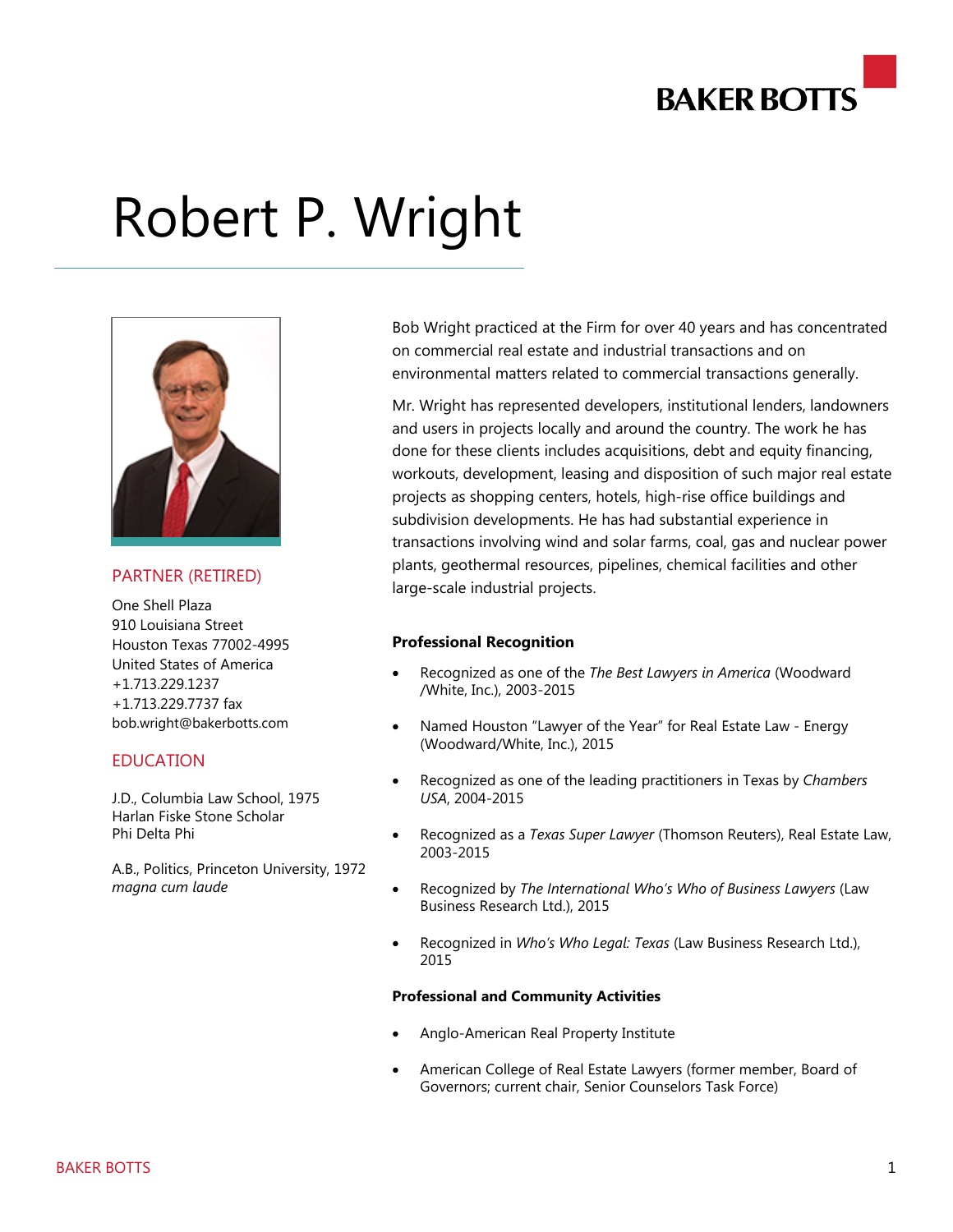# Robert P. Wright

## PARTNER (RETIRED)

One Shell Plaza
910 Louisiana Street
Houston Texas 77002-4995
United States of America
+1.713.229.1237
+1.713.229.7737 fax
bob.wright@bakerbotts.com

## EDUCATION

J.D., Columbia Law School, 1975
Harlan Fiske Stone Scholar
Phi Delta Phi

A.B., Politics, Princeton University, 1972
*magna cum laude*

Bob Wright practiced at the Firm for over 40 years and has concentrated on commercial real estate and industrial transactions and on environmental matters related to commercial transactions generally.

Mr. Wright has represented developers, institutional lenders, landowners and users in projects locally and around the country. The work he has done for these clients includes acquisitions, debt and equity financing, workouts, development, leasing and disposition of such major real estate projects as shopping centers, hotels, high-rise office buildings and subdivision developments. He has had substantial experience in transactions involving wind and solar farms, coal, gas and nuclear power plants, geothermal resources, pipelines, chemical facilities and other large-scale industrial projects.

**Professional Recognition**

- Recognized as one of the *The Best Lawyers in America* (Woodward /White, Inc.), 2003-2015
- Named Houston "Lawyer of the Year" for Real Estate Law - Energy (Woodward/White, Inc.), 2015
- Recognized as one of the leading practitioners in Texas by *Chambers USA*, 2004-2015
- Recognized as a *Texas Super Lawyer* (Thomson Reuters), Real Estate Law, 2003-2015
- Recognized by *The International Who's Who of Business Lawyers* (Law Business Research Ltd.), 2015
- Recognized in *Who's Who Legal: Texas* (Law Business Research Ltd.), 2015

**Professional and Community Activities**

- Anglo-American Real Property Institute
- American College of Real Estate Lawyers (former member, Board of Governors; current chair, Senior Counselors Task Force)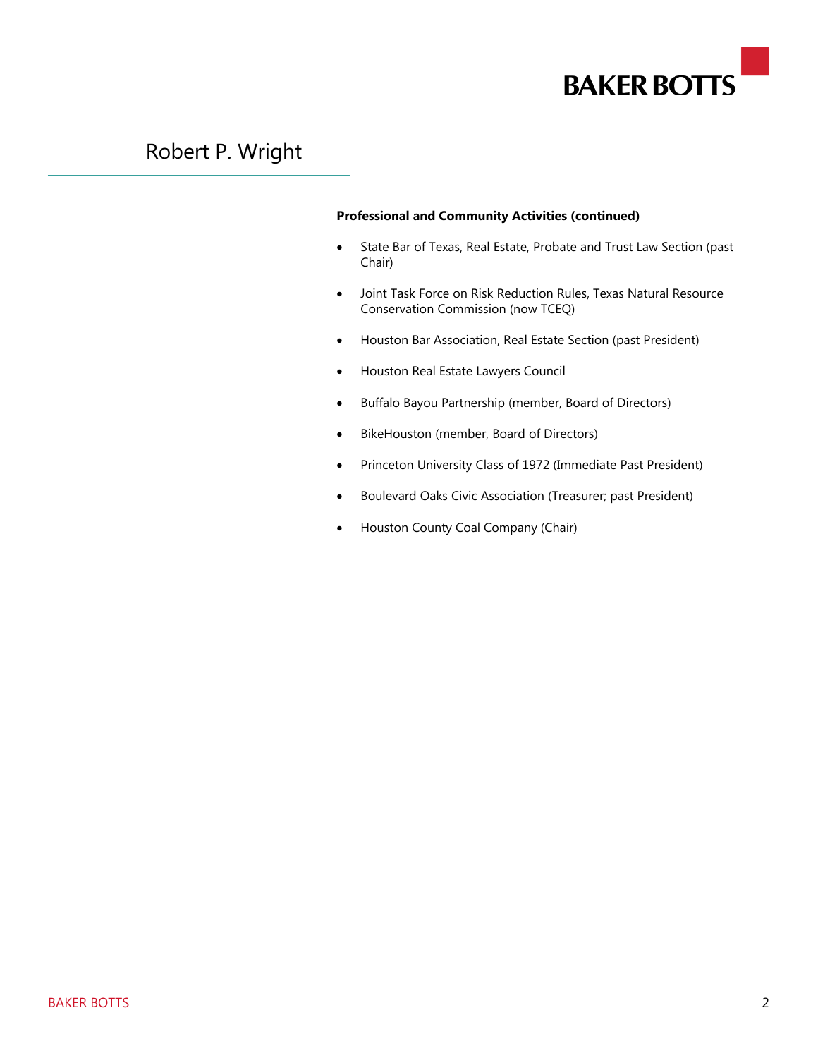# Robert P. Wright

**Professional and Community Activities (continued)**

- State Bar of Texas, Real Estate, Probate and Trust Law Section (past Chair)
- Joint Task Force on Risk Reduction Rules, Texas Natural Resource Conservation Commission (now TCEQ)
- Houston Bar Association, Real Estate Section (past President)
- Houston Real Estate Lawyers Council
- Buffalo Bayou Partnership (member, Board of Directors)
- BikeHouston (member, Board of Directors)
- Princeton University Class of 1972 (Immediate Past President)
- Boulevard Oaks Civic Association (Treasurer; past President)
- Houston County Coal Company (Chair)